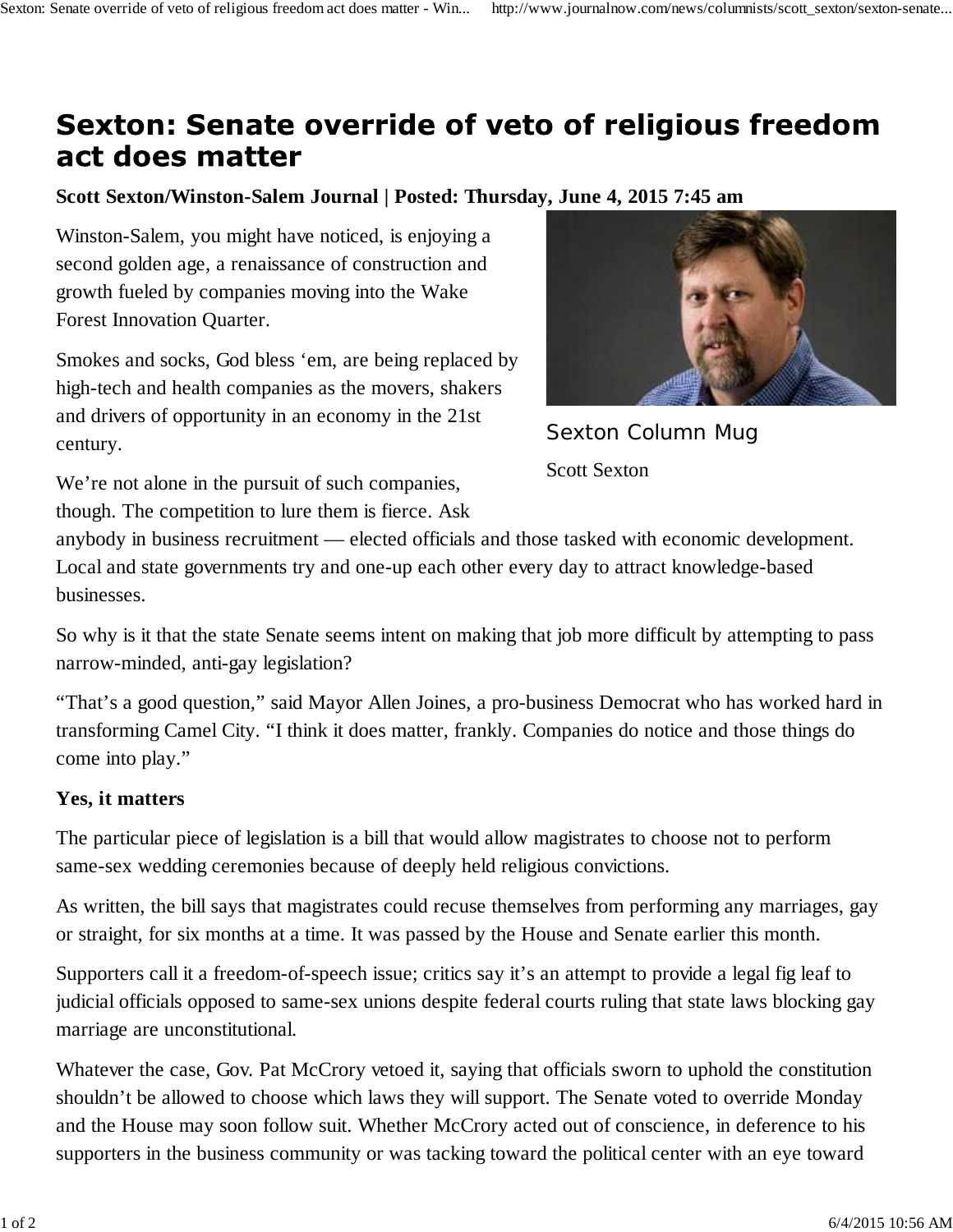# Sexton: Senate override of veto of religious freedom act does matter

**Scott Sexton/Winston-Salem Journal | Posted: Thursday, June 4, 2015 7:45 am**

Sexton Column Mug

Scott Sexton

Winston-Salem, you might have noticed, is enjoying a second golden age, a renaissance of construction and growth fueled by companies moving into the Wake Forest Innovation Quarter.

Smokes and socks, God bless 'em, are being replaced by high-tech and health companies as the movers, shakers and drivers of opportunity in an economy in the 21st century.

We're not alone in the pursuit of such companies, though. The competition to lure them is fierce. Ask anybody in business recruitment — elected officials and those tasked with economic development. Local and state governments try and one-up each other every day to attract knowledge-based businesses.

So why is it that the state Senate seems intent on making that job more difficult by attempting to pass narrow-minded, anti-gay legislation?

"That's a good question," said Mayor Allen Joines, a pro-business Democrat who has worked hard in transforming Camel City. "I think it does matter, frankly. Companies do notice and those things do come into play."

**Yes, it matters**

The particular piece of legislation is a bill that would allow magistrates to choose not to perform same-sex wedding ceremonies because of deeply held religious convictions.

As written, the bill says that magistrates could recuse themselves from performing any marriages, gay or straight, for six months at a time. It was passed by the House and Senate earlier this month.

Supporters call it a freedom-of-speech issue; critics say it's an attempt to provide a legal fig leaf to judicial officials opposed to same-sex unions despite federal courts ruling that state laws blocking gay marriage are unconstitutional.

Whatever the case, Gov. Pat McCrory vetoed it, saying that officials sworn to uphold the constitution shouldn't be allowed to choose which laws they will support. The Senate voted to override Monday and the House may soon follow suit. Whether McCrory acted out of conscience, in deference to his supporters in the business community or was tacking toward the political center with an eye toward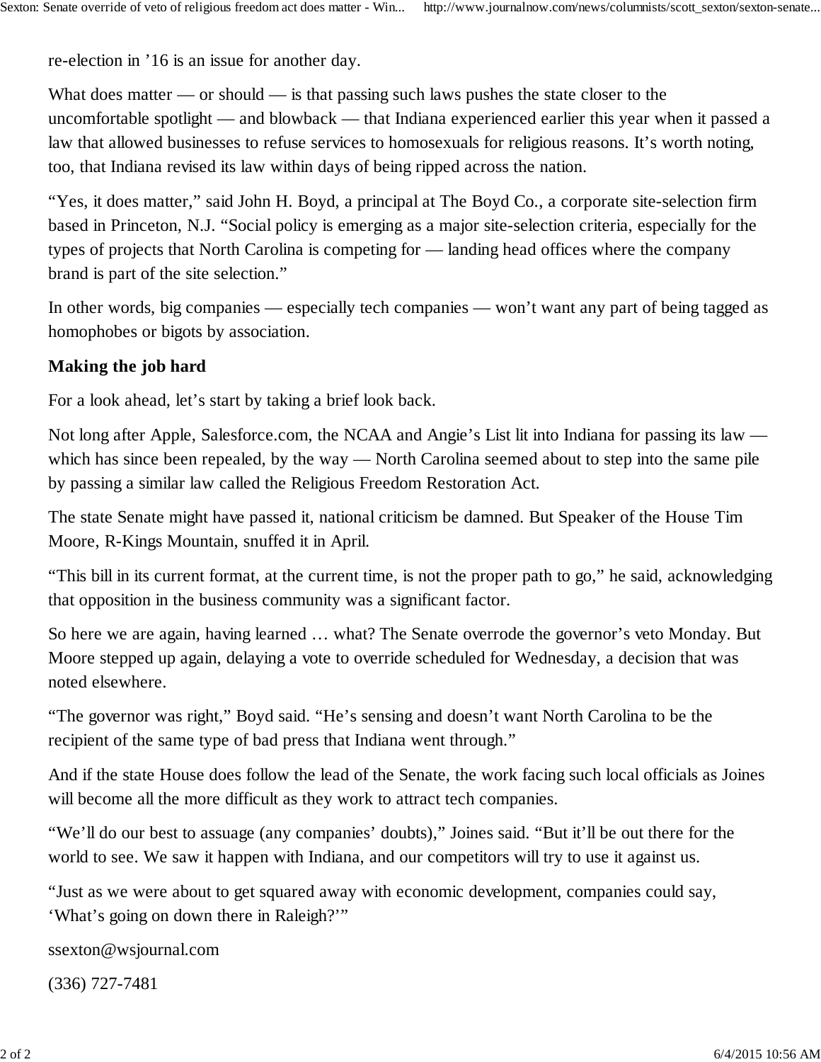re-election in '16 is an issue for another day.

What does matter — or should — is that passing such laws pushes the state closer to the uncomfortable spotlight — and blowback — that Indiana experienced earlier this year when it passed a law that allowed businesses to refuse services to homosexuals for religious reasons. It's worth noting, too, that Indiana revised its law within days of being ripped across the nation.

"Yes, it does matter," said John H. Boyd, a principal at The Boyd Co., a corporate site-selection firm based in Princeton, N.J. "Social policy is emerging as a major site-selection criteria, especially for the types of projects that North Carolina is competing for — landing head offices where the company brand is part of the site selection."

In other words, big companies — especially tech companies — won't want any part of being tagged as homophobes or bigots by association.

**Making the job hard**

For a look ahead, let's start by taking a brief look back.

Not long after Apple, Salesforce.com, the NCAA and Angie's List lit into Indiana for passing its law — which has since been repealed, by the way — North Carolina seemed about to step into the same pile by passing a similar law called the Religious Freedom Restoration Act.

The state Senate might have passed it, national criticism be damned. But Speaker of the House Tim Moore, R-Kings Mountain, snuffed it in April.

"This bill in its current format, at the current time, is not the proper path to go," he said, acknowledging that opposition in the business community was a significant factor.

So here we are again, having learned … what? The Senate overrode the governor's veto Monday. But Moore stepped up again, delaying a vote to override scheduled for Wednesday, a decision that was noted elsewhere.

"The governor was right," Boyd said. "He's sensing and doesn't want North Carolina to be the recipient of the same type of bad press that Indiana went through."

And if the state House does follow the lead of the Senate, the work facing such local officials as Joines will become all the more difficult as they work to attract tech companies.

"We'll do our best to assuage (any companies' doubts)," Joines said. "But it'll be out there for the world to see. We saw it happen with Indiana, and our competitors will try to use it against us.

"Just as we were about to get squared away with economic development, companies could say, 'What's going on down there in Raleigh?'"

ssexton@wsjournal.com

(336) 727-7481